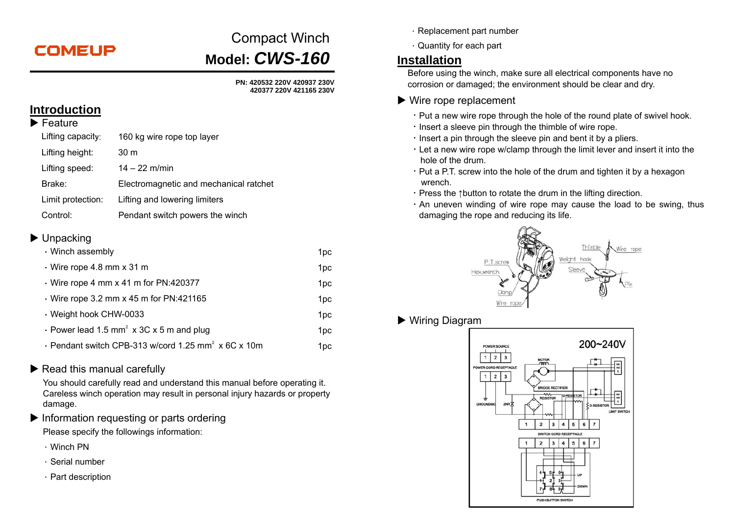COMEUP

# Compact Winch

## Model: *CWS-160*

**PN: 420532 220V 420937 230V**
**420377 220V 421165 230V**

## Introduction

### ▶ Feature

| | |
|---|---|
| Lifting capacity: | 160 kg wire rope top layer |
| Lifting height: | 30 m |
| Lifting speed: | 14 – 22 m/min |
| Brake: | Electromagnetic and mechanical ratchet |
| Limit protection: | Lifting and lowering limiters |
| Control: | Pendant switch powers the winch |

### ▶ Unpacking

| | |
|---|---|
| · Winch assembly | 1pc |
| · Wire rope 4.8 mm x 31 m | 1pc |
| · Wire rope 4 mm x 41 m for PN:420377 | 1pc |
| · Wire rope 3.2 mm x 45 m for PN:421165 | 1pc |
| · Weight hook CHW-0033 | 1pc |
| · Power lead 1.5 mm$^2$ x 3C x 5 m and plug | 1pc |
| · Pendant switch CPB-313 w/cord 1.25 mm$^2$ x 6C x 10m | 1pc |

### ▶ Read this manual carefully

You should carefully read and understand this manual before operating it. Careless winch operation may result in personal injury hazards or property damage.

### ▶ Information requesting or parts ordering

Please specify the followings information:

- Winch PN
- Serial number
- Part description
- Replacement part number
- Quantity for each part

## Installation

Before using the winch, make sure all electrical components have no corrosion or damaged; the environment should be clear and dry.

### ▶ Wire rope replacement

- Put a new wire rope through the hole of the round plate of swivel hook.
- Insert a sleeve pin through the thimble of wire rope.
- Insert a pin through the sleeve pin and bent it by a pliers.
- Let a new wire rope w/clamp through the limit lever and insert it into the hole of the drum.
- Put a P.T. screw into the hole of the drum and tighten it by a hexagon wrench.
- Press the ↑button to rotate the drum in the lifting direction.
- An uneven winding of wire rope may cause the load to be swing, thus damaging the rope and reducing its life.

P.T.screw, Hex.wrench, Clamp, Wire rope, Thimble, Wire rope, Weight hook, Sleeve, Pin

### ▶ Wiring Diagram

200~240V

POWER SOURCE 1 2 3, POWER CORD RECEPTACLE 1 2 3, GROUNDING, ZNR, MOTOR, BRIDGE RECTIFIER, RESISTOR, D-RESISTOR, LIMIT SWITCH, SWITCH CORD RECEPTACLE 1 2 3 4 5 6 7, UP, DOWN, PUSH BUTTON SWITCH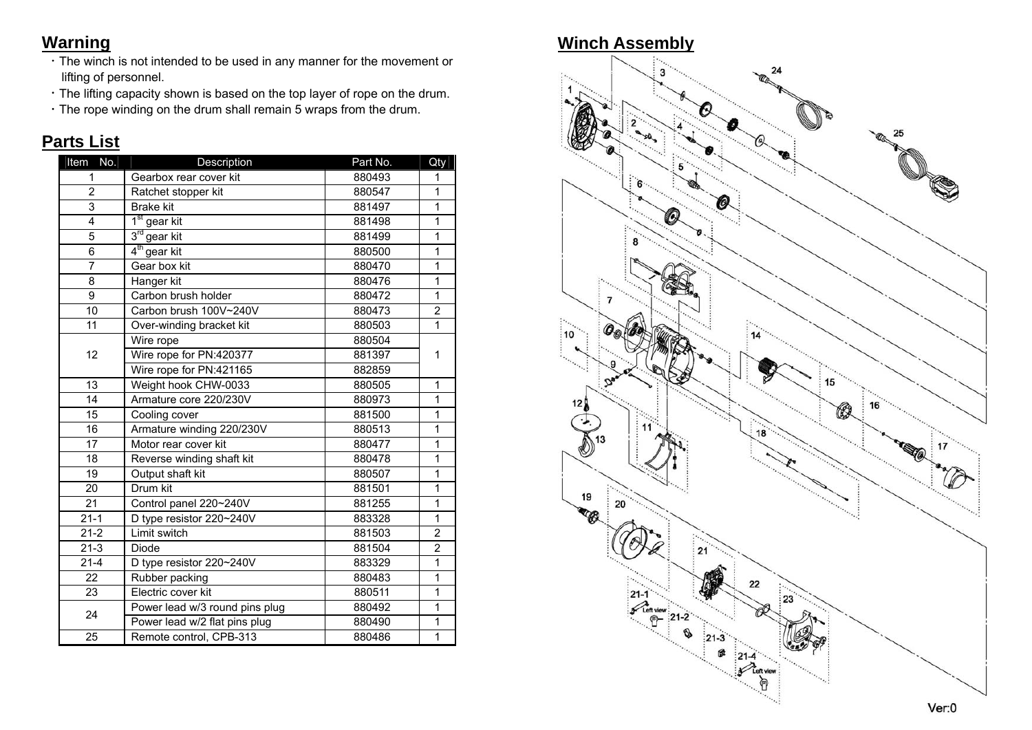## Warning

- The winch is not intended to be used in any manner for the movement or lifting of personnel.
- The lifting capacity shown is based on the top layer of rope on the drum.
- The rope winding on the drum shall remain 5 wraps from the drum.

## Parts List

| Item No. | Description | Part No. | Qty |
|---|---|---|---|
| 1 | Gearbox rear cover kit | 880493 | 1 |
| 2 | Ratchet stopper kit | 880547 | 1 |
| 3 | Brake kit | 881497 | 1 |
| 4 | 1st gear kit | 881498 | 1 |
| 5 | 3rd gear kit | 881499 | 1 |
| 6 | 4th gear kit | 880500 | 1 |
| 7 | Gear box kit | 880470 | 1 |
| 8 | Hanger kit | 880476 | 1 |
| 9 | Carbon brush holder | 880472 | 1 |
| 10 | Carbon brush 100V~240V | 880473 | 2 |
| 11 | Over-winding bracket kit | 880503 | 1 |
| 12 | Wire rope | 880504 | 1 |
| | Wire rope for PN:420377 | 881397 | |
| | Wire rope for PN:421165 | 882859 | |
| 13 | Weight hook CHW-0033 | 880505 | 1 |
| 14 | Armature core 220/230V | 880973 | 1 |
| 15 | Cooling cover | 881500 | 1 |
| 16 | Armature winding 220/230V | 880513 | 1 |
| 17 | Motor rear cover kit | 880477 | 1 |
| 18 | Reverse winding shaft kit | 880478 | 1 |
| 19 | Output shaft kit | 880507 | 1 |
| 20 | Drum kit | 881501 | 1 |
| 21 | Control panel 220~240V | 881255 | 1 |
| 21-1 | D type resistor 220~240V | 883328 | 1 |
| 21-2 | Limit switch | 881503 | 2 |
| 21-3 | Diode | 881504 | 2 |
| 21-4 | D type resistor 220~240V | 883329 | 1 |
| 22 | Rubber packing | 880483 | 1 |
| 23 | Electric cover kit | 880511 | 1 |
| 24 | Power lead w/3 round pins plug | 880492 | 1 |
| | Power lead w/2 flat pins plug | 880490 | 1 |
| 25 | Remote control, CPB-313 | 880486 | 1 |

## Winch Assembly

1
2
3
4
5
6
7
8
9
10
11
12
13
14
15
16
17
18
19
20
21
21-1
Left view
21-2
21-3
21-4
Left view
22
23
24
25

Ver:0